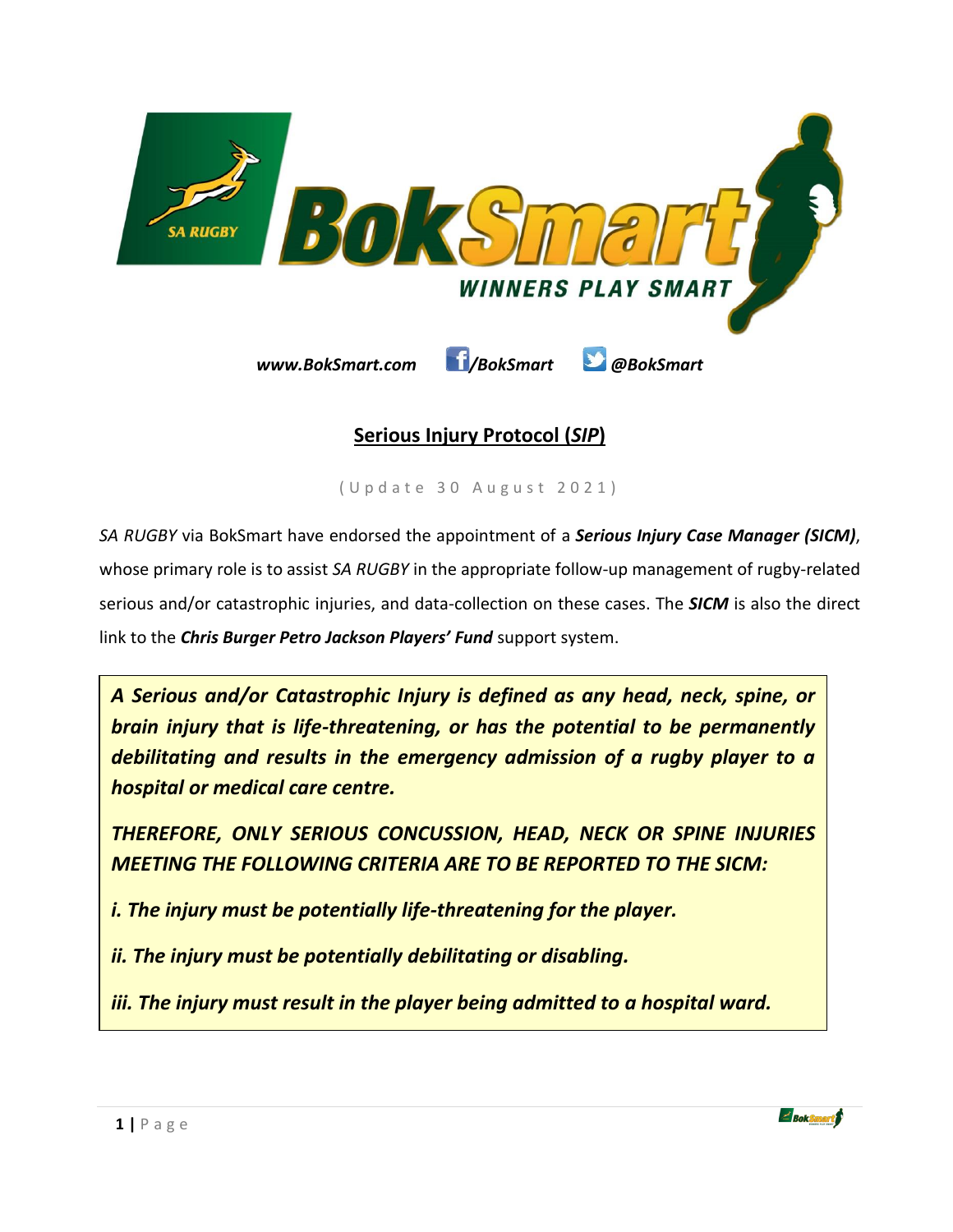*www.BokSmart.com* */BokSmart* *@BokSmart*

## Serious Injury Protocol (*SIP*)

(Update 30 August 2021)

*SA RUGBY* via BokSmart have endorsed the appointment of a ***Serious Injury Case Manager (SICM)***, whose primary role is to assist *SA RUGBY* in the appropriate follow-up management of rugby-related serious and/or catastrophic injuries, and data-collection on these cases. The ***SICM*** is also the direct link to the ***Chris Burger Petro Jackson Players' Fund*** support system.

> ***A Serious and/or Catastrophic Injury is defined as any head, neck, spine, or brain injury that is life-threatening, or has the potential to be permanently debilitating and results in the emergency admission of a rugby player to a hospital or medical care centre.***
>
> ***THEREFORE, ONLY SERIOUS CONCUSSION, HEAD, NECK OR SPINE INJURIES MEETING THE FOLLOWING CRITERIA ARE TO BE REPORTED TO THE SICM:***
>
> ***i. The injury must be potentially life-threatening for the player.***
>
> ***ii. The injury must be potentially debilitating or disabling.***
>
> ***iii. The injury must result in the player being admitted to a hospital ward.***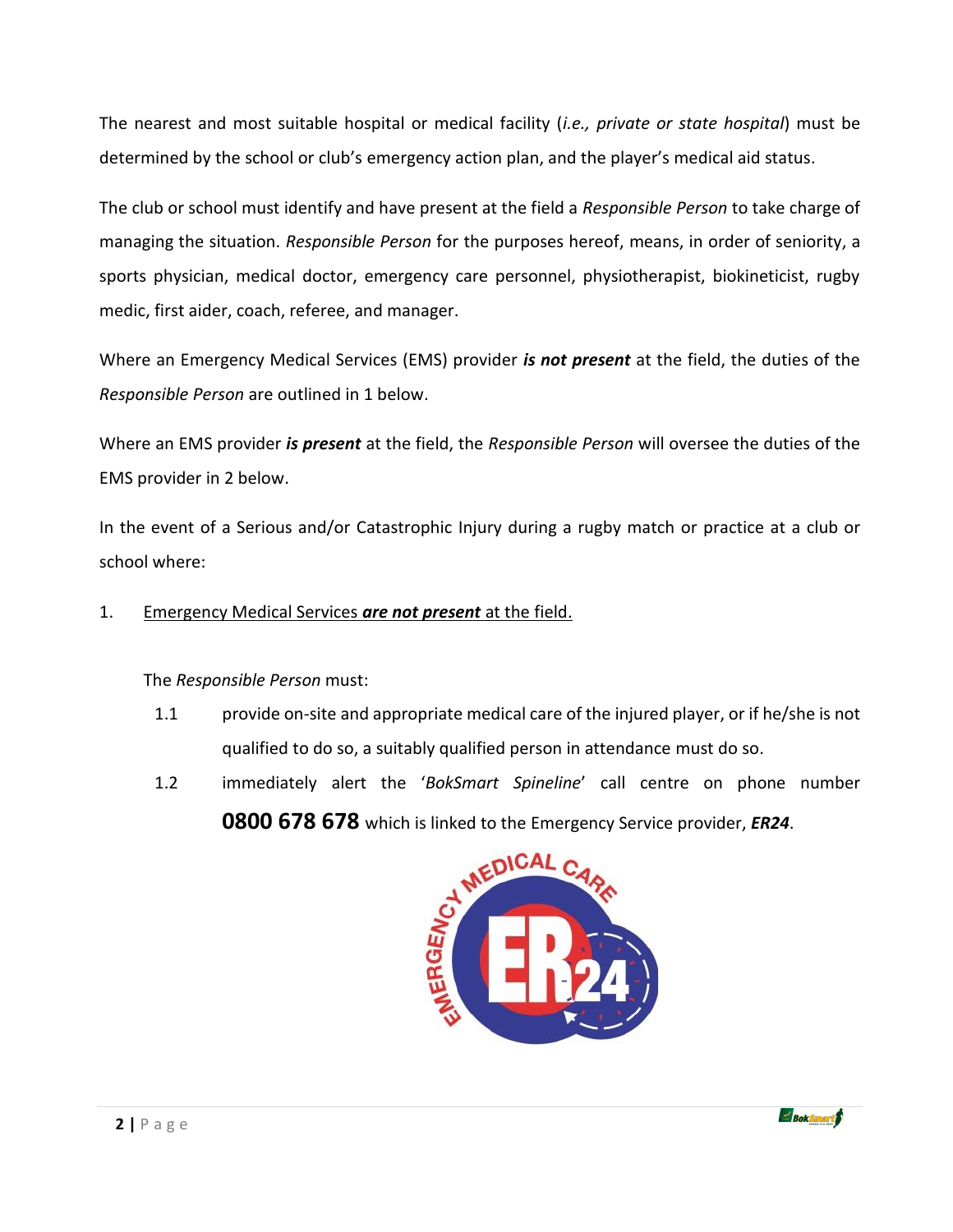The nearest and most suitable hospital or medical facility (*i.e., private or state hospital*) must be determined by the school or club's emergency action plan, and the player's medical aid status.

The club or school must identify and have present at the field a *Responsible Person* to take charge of managing the situation. *Responsible Person* for the purposes hereof, means, in order of seniority, a sports physician, medical doctor, emergency care personnel, physiotherapist, biokineticist, rugby medic, first aider, coach, referee, and manager.

Where an Emergency Medical Services (EMS) provider ***is not present*** at the field, the duties of the *Responsible Person* are outlined in 1 below.

Where an EMS provider ***is present*** at the field, the *Responsible Person* will oversee the duties of the EMS provider in 2 below.

In the event of a Serious and/or Catastrophic Injury during a rugby match or practice at a club or school where:

1. <u>Emergency Medical Services ***are not present*** at the field.</u>

   The *Responsible Person* must:

   1.1 provide on-site and appropriate medical care of the injured player, or if he/she is not qualified to do so, a suitably qualified person in attendance must do so.

   1.2 immediately alert the '*BokSmart Spineline*' call centre on phone number **0800 678 678** which is linked to the Emergency Service provider, ***ER24***.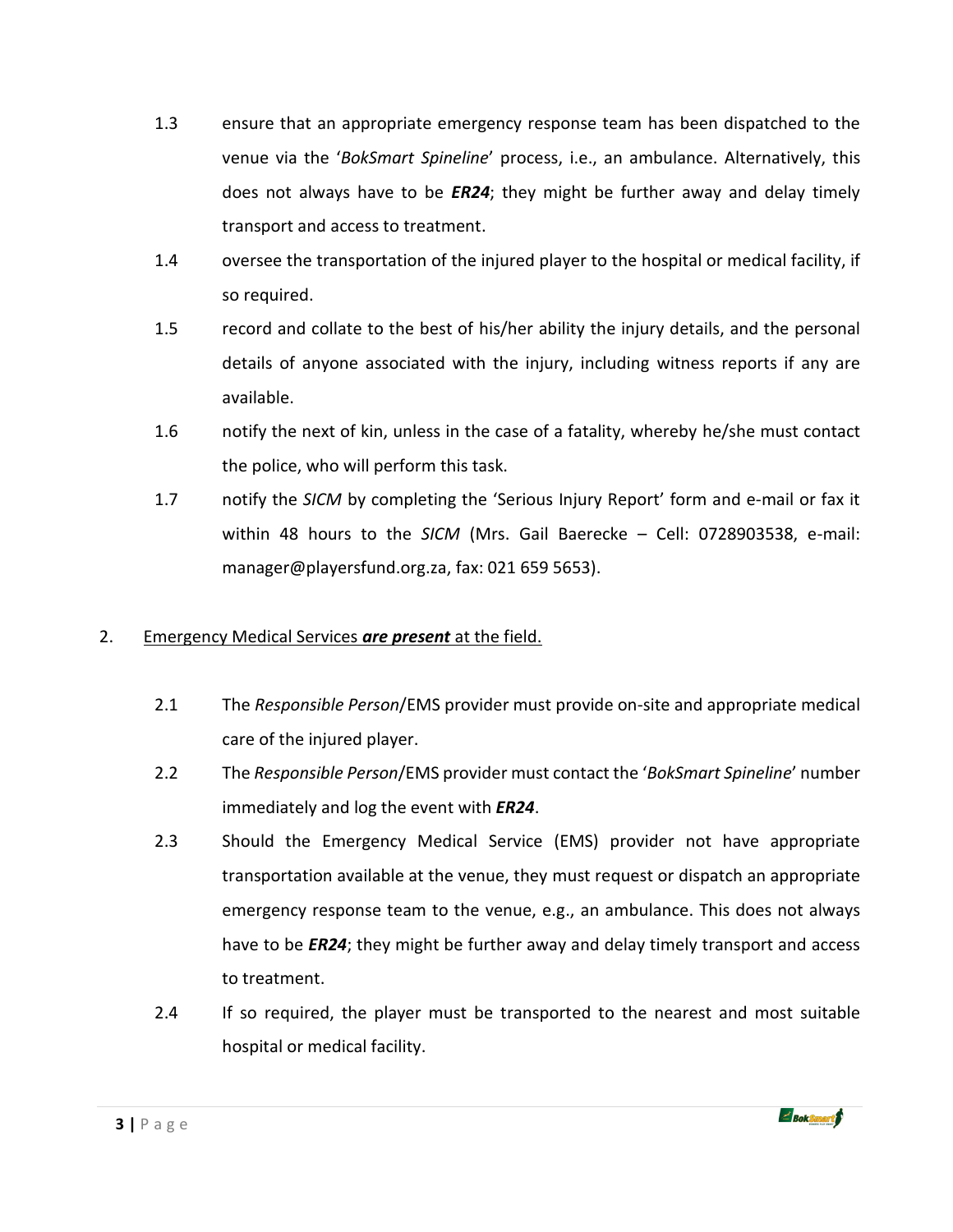1.3 ensure that an appropriate emergency response team has been dispatched to the venue via the '*BokSmart Spineline*' process, i.e., an ambulance. Alternatively, this does not always have to be ***ER24***; they might be further away and delay timely transport and access to treatment.

1.4 oversee the transportation of the injured player to the hospital or medical facility, if so required.

1.5 record and collate to the best of his/her ability the injury details, and the personal details of anyone associated with the injury, including witness reports if any are available.

1.6 notify the next of kin, unless in the case of a fatality, whereby he/she must contact the police, who will perform this task.

1.7 notify the *SICM* by completing the 'Serious Injury Report' form and e-mail or fax it within 48 hours to the *SICM* (Mrs. Gail Baerecke – Cell: 0728903538, e-mail: manager@playersfund.org.za, fax: 021 659 5653).

2. <u>Emergency Medical Services ***are present*** at the field.</u>

2.1 The *Responsible Person*/EMS provider must provide on-site and appropriate medical care of the injured player.

2.2 The *Responsible Person*/EMS provider must contact the '*BokSmart Spineline*' number immediately and log the event with ***ER24***.

2.3 Should the Emergency Medical Service (EMS) provider not have appropriate transportation available at the venue, they must request or dispatch an appropriate emergency response team to the venue, e.g., an ambulance. This does not always have to be ***ER24***; they might be further away and delay timely transport and access to treatment.

2.4 If so required, the player must be transported to the nearest and most suitable hospital or medical facility.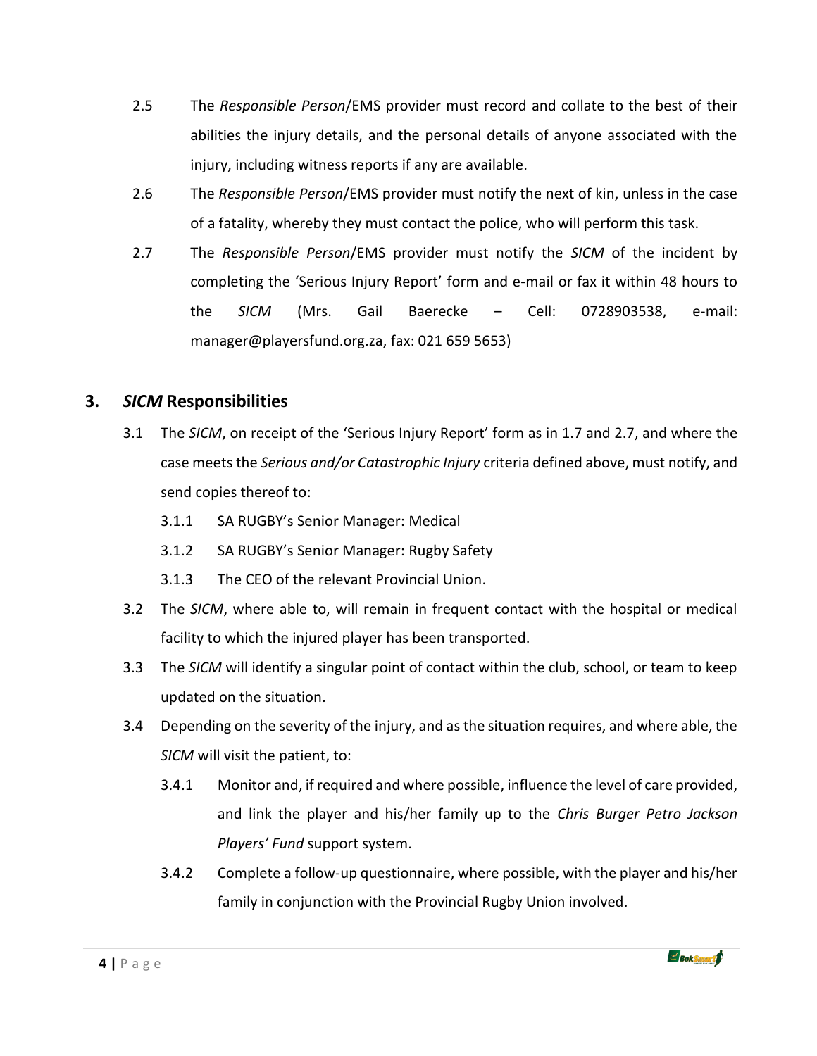2.5 The *Responsible Person*/EMS provider must record and collate to the best of their abilities the injury details, and the personal details of anyone associated with the injury, including witness reports if any are available.

2.6 The *Responsible Person*/EMS provider must notify the next of kin, unless in the case of a fatality, whereby they must contact the police, who will perform this task.

2.7 The *Responsible Person*/EMS provider must notify the *SICM* of the incident by completing the 'Serious Injury Report' form and e-mail or fax it within 48 hours to the *SICM* (Mrs. Gail Baerecke – Cell: 0728903538, e-mail: manager@playersfund.org.za, fax: 021 659 5653)

## 3. *SICM* Responsibilities

3.1 The *SICM*, on receipt of the 'Serious Injury Report' form as in 1.7 and 2.7, and where the case meets the *Serious and/or Catastrophic Injury* criteria defined above, must notify, and send copies thereof to:

- 3.1.1 SA RUGBY's Senior Manager: Medical
- 3.1.2 SA RUGBY's Senior Manager: Rugby Safety
- 3.1.3 The CEO of the relevant Provincial Union.

3.2 The *SICM*, where able to, will remain in frequent contact with the hospital or medical facility to which the injured player has been transported.

3.3 The *SICM* will identify a singular point of contact within the club, school, or team to keep updated on the situation.

3.4 Depending on the severity of the injury, and as the situation requires, and where able, the *SICM* will visit the patient, to:

- 3.4.1 Monitor and, if required and where possible, influence the level of care provided, and link the player and his/her family up to the *Chris Burger Petro Jackson Players' Fund* support system.
- 3.4.2 Complete a follow-up questionnaire, where possible, with the player and his/her family in conjunction with the Provincial Rugby Union involved.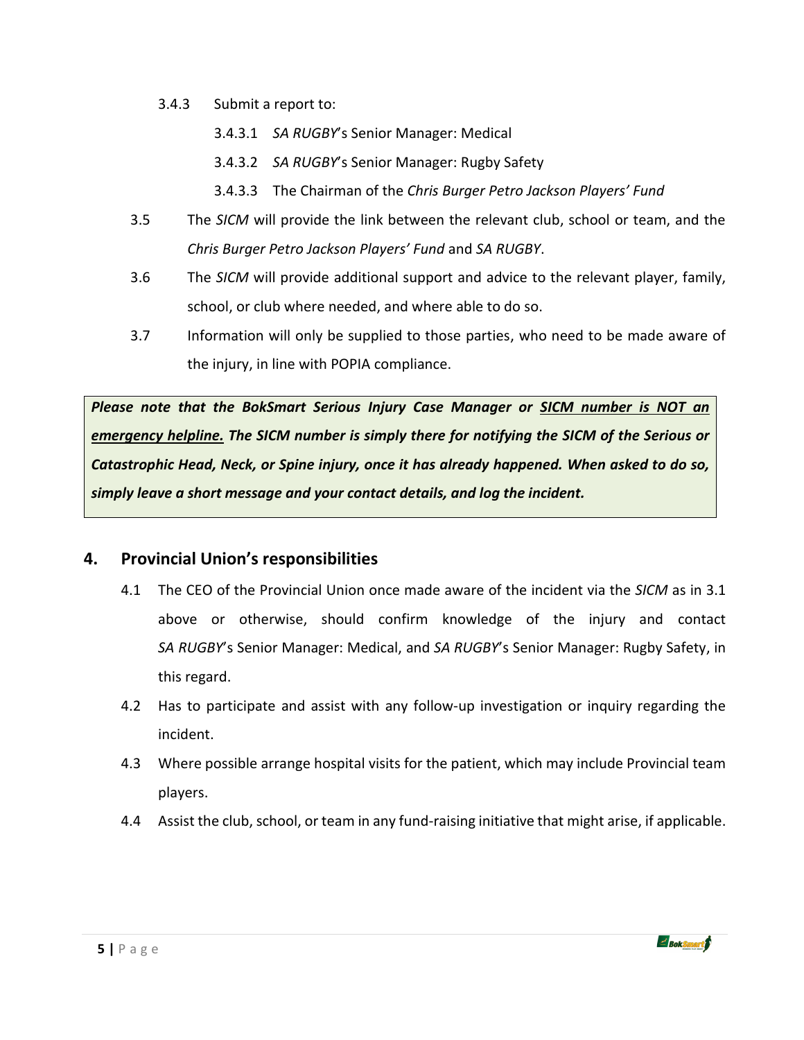3.4.3 Submit a report to:

3.4.3.1 *SA RUGBY*'s Senior Manager: Medical

3.4.3.2 *SA RUGBY*'s Senior Manager: Rugby Safety

3.4.3.3 The Chairman of the *Chris Burger Petro Jackson Players' Fund*

3.5 The *SICM* will provide the link between the relevant club, school or team, and the *Chris Burger Petro Jackson Players' Fund* and *SA RUGBY*.

3.6 The *SICM* will provide additional support and advice to the relevant player, family, school, or club where needed, and where able to do so.

3.7 Information will only be supplied to those parties, who need to be made aware of the injury, in line with POPIA compliance.

***Please note that the BokSmart Serious Injury Case Manager or <u>SICM number is NOT an emergency helpline.</u> The SICM number is simply there for notifying the SICM of the Serious or Catastrophic Head, Neck, or Spine injury, once it has already happened. When asked to do so, simply leave a short message and your contact details, and log the incident.***

## 4. Provincial Union's responsibilities

4.1 The CEO of the Provincial Union once made aware of the incident via the *SICM* as in 3.1 above or otherwise, should confirm knowledge of the injury and contact *SA RUGBY*'s Senior Manager: Medical, and *SA RUGBY*'s Senior Manager: Rugby Safety, in this regard.

4.2 Has to participate and assist with any follow-up investigation or inquiry regarding the incident.

4.3 Where possible arrange hospital visits for the patient, which may include Provincial team players.

4.4 Assist the club, school, or team in any fund-raising initiative that might arise, if applicable.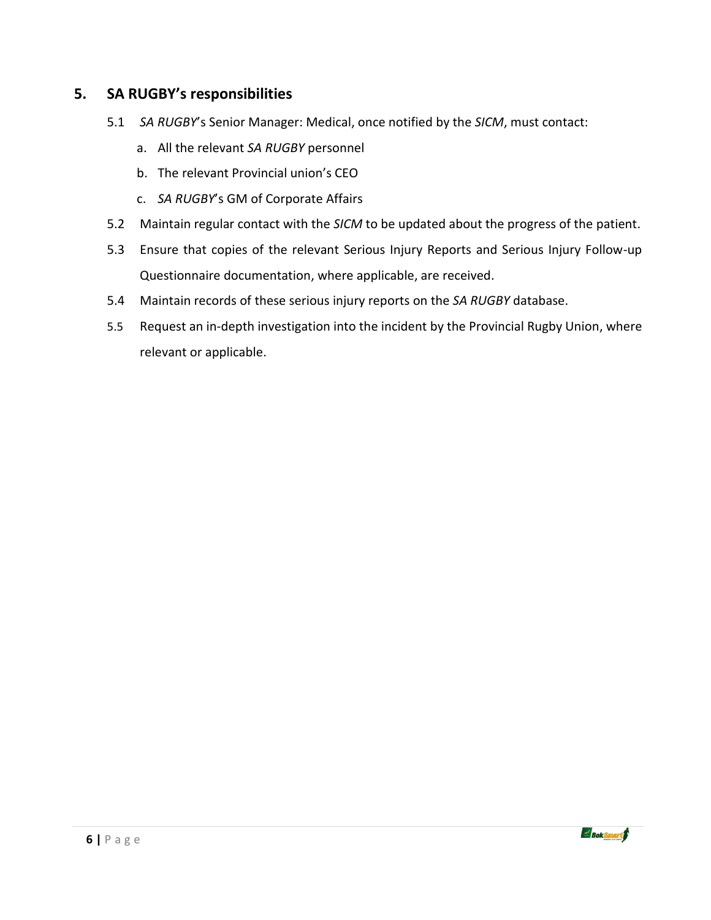## 5. SA RUGBY's responsibilities

5.1 *SA RUGBY*'s Senior Manager: Medical, once notified by the *SICM*, must contact:

a. All the relevant *SA RUGBY* personnel

b. The relevant Provincial union's CEO

c. *SA RUGBY*'s GM of Corporate Affairs

5.2 Maintain regular contact with the *SICM* to be updated about the progress of the patient.

5.3 Ensure that copies of the relevant Serious Injury Reports and Serious Injury Follow-up Questionnaire documentation, where applicable, are received.

5.4 Maintain records of these serious injury reports on the *SA RUGBY* database.

5.5 Request an in-depth investigation into the incident by the Provincial Rugby Union, where relevant or applicable.